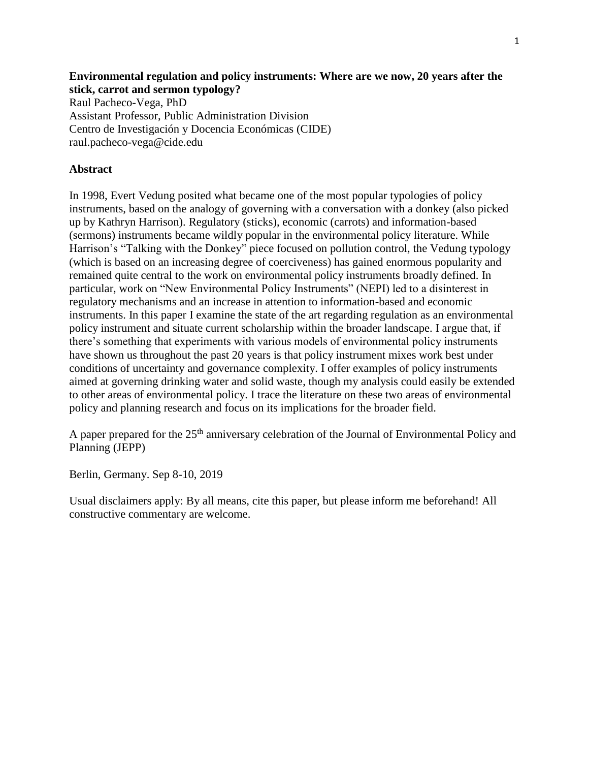**Environmental regulation and policy instruments: Where are we now, 20 years after the stick, carrot and sermon typology?**

Raul Pacheco-Vega, PhD
Assistant Professor, Public Administration Division
Centro de Investigación y Docencia Económicas (CIDE)
raul.pacheco-vega@cide.edu

**Abstract**

In 1998, Evert Vedung posited what became one of the most popular typologies of policy instruments, based on the analogy of governing with a conversation with a donkey (also picked up by Kathryn Harrison). Regulatory (sticks), economic (carrots) and information-based (sermons) instruments became wildly popular in the environmental policy literature. While Harrison's "Talking with the Donkey" piece focused on pollution control, the Vedung typology (which is based on an increasing degree of coerciveness) has gained enormous popularity and remained quite central to the work on environmental policy instruments broadly defined. In particular, work on "New Environmental Policy Instruments" (NEPI) led to a disinterest in regulatory mechanisms and an increase in attention to information-based and economic instruments. In this paper I examine the state of the art regarding regulation as an environmental policy instrument and situate current scholarship within the broader landscape. I argue that, if there's something that experiments with various models of environmental policy instruments have shown us throughout the past 20 years is that policy instrument mixes work best under conditions of uncertainty and governance complexity. I offer examples of policy instruments aimed at governing drinking water and solid waste, though my analysis could easily be extended to other areas of environmental policy. I trace the literature on these two areas of environmental policy and planning research and focus on its implications for the broader field.

A paper prepared for the 25th anniversary celebration of the Journal of Environmental Policy and Planning (JEPP)

Berlin, Germany. Sep 8-10, 2019

Usual disclaimers apply: By all means, cite this paper, but please inform me beforehand! All constructive commentary are welcome.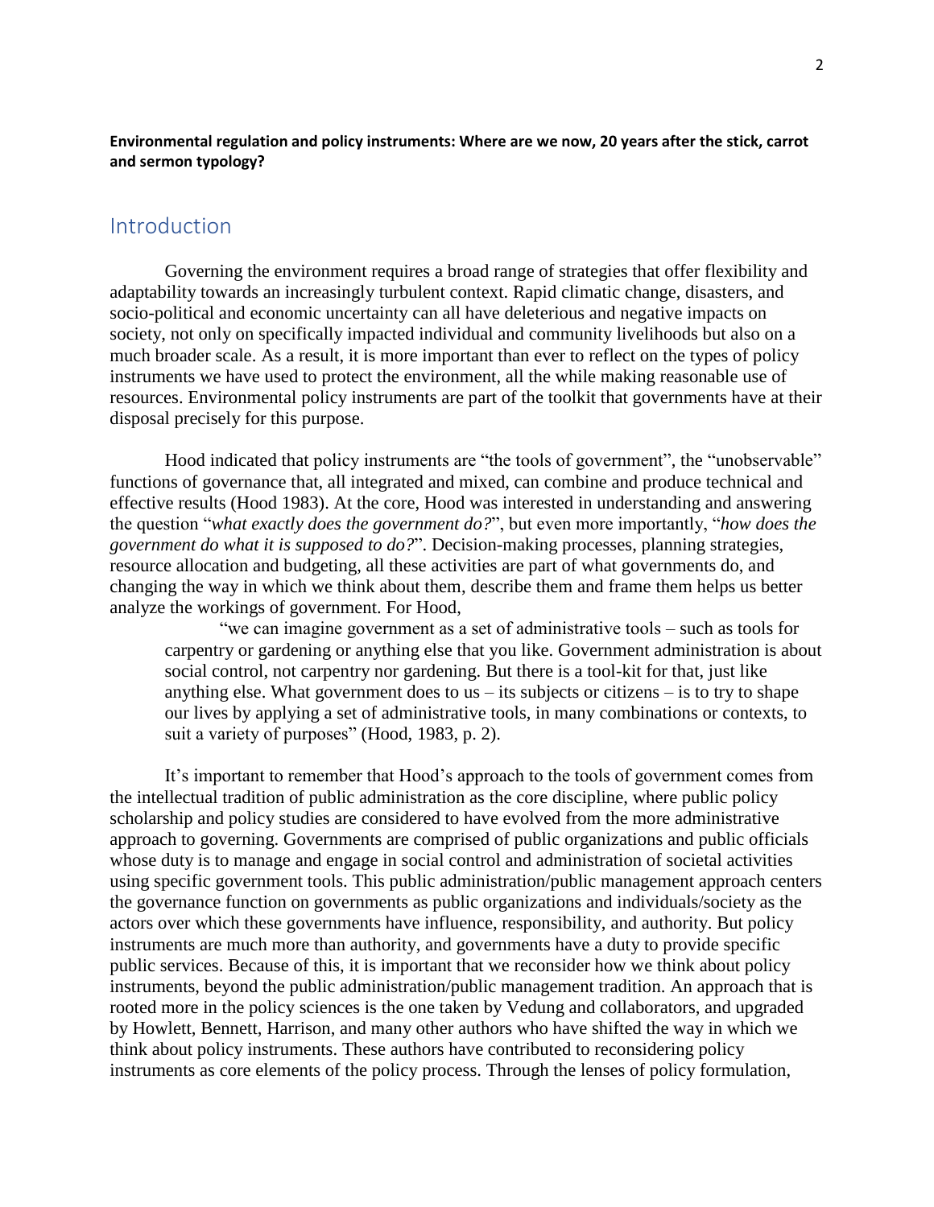**Environmental regulation and policy instruments: Where are we now, 20 years after the stick, carrot and sermon typology?**

## Introduction

Governing the environment requires a broad range of strategies that offer flexibility and adaptability towards an increasingly turbulent context. Rapid climatic change, disasters, and socio-political and economic uncertainty can all have deleterious and negative impacts on society, not only on specifically impacted individual and community livelihoods but also on a much broader scale. As a result, it is more important than ever to reflect on the types of policy instruments we have used to protect the environment, all the while making reasonable use of resources. Environmental policy instruments are part of the toolkit that governments have at their disposal precisely for this purpose.

Hood indicated that policy instruments are "the tools of government", the "unobservable" functions of governance that, all integrated and mixed, can combine and produce technical and effective results (Hood 1983). At the core, Hood was interested in understanding and answering the question "*what exactly does the government do?*", but even more importantly, "*how does the government do what it is supposed to do?*". Decision-making processes, planning strategies, resource allocation and budgeting, all these activities are part of what governments do, and changing the way in which we think about them, describe them and frame them helps us better analyze the workings of government. For Hood,

> "we can imagine government as a set of administrative tools – such as tools for carpentry or gardening or anything else that you like. Government administration is about social control, not carpentry nor gardening. But there is a tool-kit for that, just like anything else. What government does to us – its subjects or citizens – is to try to shape our lives by applying a set of administrative tools, in many combinations or contexts, to suit a variety of purposes" (Hood, 1983, p. 2).

It's important to remember that Hood's approach to the tools of government comes from the intellectual tradition of public administration as the core discipline, where public policy scholarship and policy studies are considered to have evolved from the more administrative approach to governing. Governments are comprised of public organizations and public officials whose duty is to manage and engage in social control and administration of societal activities using specific government tools. This public administration/public management approach centers the governance function on governments as public organizations and individuals/society as the actors over which these governments have influence, responsibility, and authority. But policy instruments are much more than authority, and governments have a duty to provide specific public services. Because of this, it is important that we reconsider how we think about policy instruments, beyond the public administration/public management tradition. An approach that is rooted more in the policy sciences is the one taken by Vedung and collaborators, and upgraded by Howlett, Bennett, Harrison, and many other authors who have shifted the way in which we think about policy instruments. These authors have contributed to reconsidering policy instruments as core elements of the policy process. Through the lenses of policy formulation,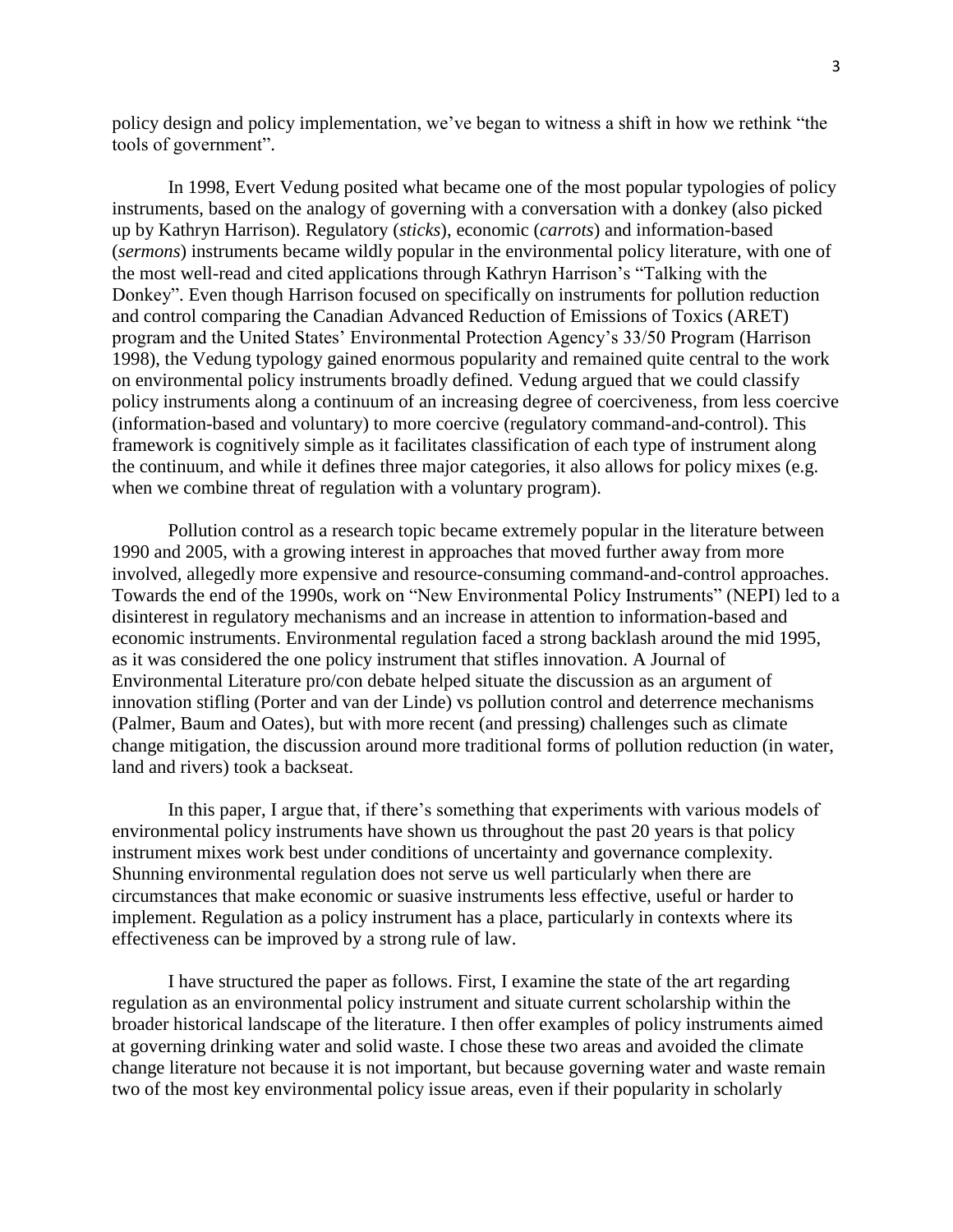policy design and policy implementation, we've began to witness a shift in how we rethink "the tools of government".

In 1998, Evert Vedung posited what became one of the most popular typologies of policy instruments, based on the analogy of governing with a conversation with a donkey (also picked up by Kathryn Harrison). Regulatory (*sticks*), economic (*carrots*) and information-based (*sermons*) instruments became wildly popular in the environmental policy literature, with one of the most well-read and cited applications through Kathryn Harrison's "Talking with the Donkey". Even though Harrison focused on specifically on instruments for pollution reduction and control comparing the Canadian Advanced Reduction of Emissions of Toxics (ARET) program and the United States' Environmental Protection Agency's 33/50 Program (Harrison 1998), the Vedung typology gained enormous popularity and remained quite central to the work on environmental policy instruments broadly defined. Vedung argued that we could classify policy instruments along a continuum of an increasing degree of coerciveness, from less coercive (information-based and voluntary) to more coercive (regulatory command-and-control). This framework is cognitively simple as it facilitates classification of each type of instrument along the continuum, and while it defines three major categories, it also allows for policy mixes (e.g. when we combine threat of regulation with a voluntary program).

Pollution control as a research topic became extremely popular in the literature between 1990 and 2005, with a growing interest in approaches that moved further away from more involved, allegedly more expensive and resource-consuming command-and-control approaches. Towards the end of the 1990s, work on "New Environmental Policy Instruments" (NEPI) led to a disinterest in regulatory mechanisms and an increase in attention to information-based and economic instruments. Environmental regulation faced a strong backlash around the mid 1995, as it was considered the one policy instrument that stifles innovation. A Journal of Environmental Literature pro/con debate helped situate the discussion as an argument of innovation stifling (Porter and van der Linde) vs pollution control and deterrence mechanisms (Palmer, Baum and Oates), but with more recent (and pressing) challenges such as climate change mitigation, the discussion around more traditional forms of pollution reduction (in water, land and rivers) took a backseat.

In this paper, I argue that, if there's something that experiments with various models of environmental policy instruments have shown us throughout the past 20 years is that policy instrument mixes work best under conditions of uncertainty and governance complexity. Shunning environmental regulation does not serve us well particularly when there are circumstances that make economic or suasive instruments less effective, useful or harder to implement. Regulation as a policy instrument has a place, particularly in contexts where its effectiveness can be improved by a strong rule of law.

I have structured the paper as follows. First, I examine the state of the art regarding regulation as an environmental policy instrument and situate current scholarship within the broader historical landscape of the literature. I then offer examples of policy instruments aimed at governing drinking water and solid waste. I chose these two areas and avoided the climate change literature not because it is not important, but because governing water and waste remain two of the most key environmental policy issue areas, even if their popularity in scholarly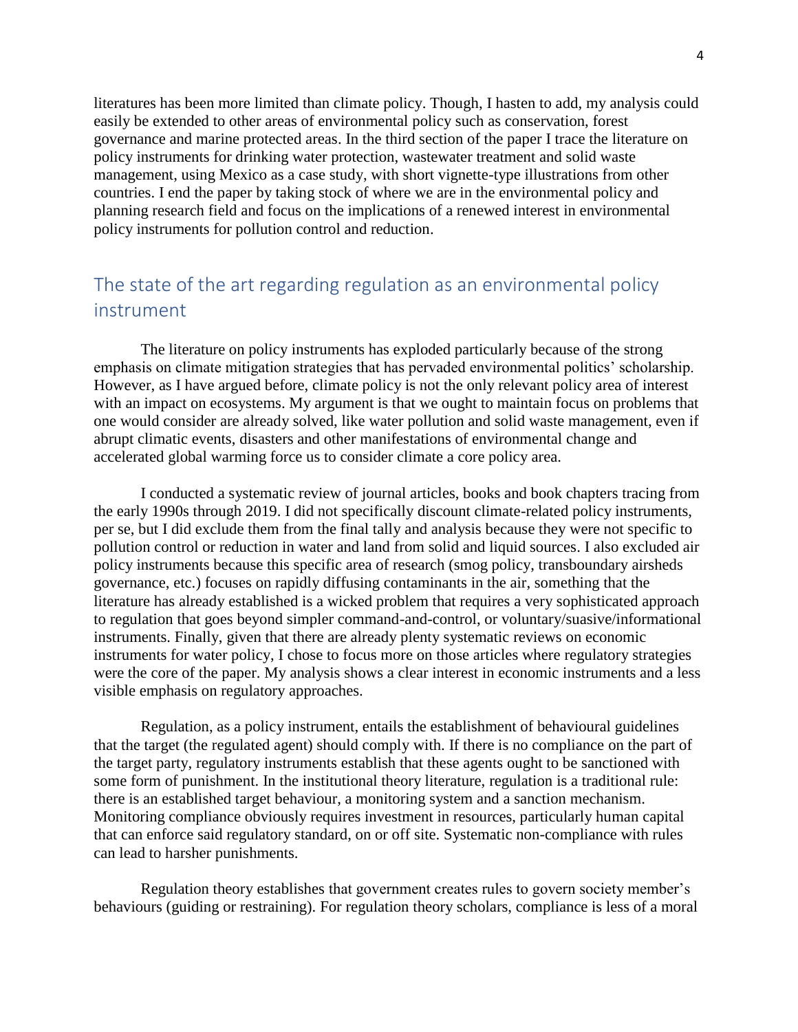literatures has been more limited than climate policy. Though, I hasten to add, my analysis could easily be extended to other areas of environmental policy such as conservation, forest governance and marine protected areas. In the third section of the paper I trace the literature on policy instruments for drinking water protection, wastewater treatment and solid waste management, using Mexico as a case study, with short vignette-type illustrations from other countries. I end the paper by taking stock of where we are in the environmental policy and planning research field and focus on the implications of a renewed interest in environmental policy instruments for pollution control and reduction.

## The state of the art regarding regulation as an environmental policy instrument

The literature on policy instruments has exploded particularly because of the strong emphasis on climate mitigation strategies that has pervaded environmental politics' scholarship. However, as I have argued before, climate policy is not the only relevant policy area of interest with an impact on ecosystems. My argument is that we ought to maintain focus on problems that one would consider are already solved, like water pollution and solid waste management, even if abrupt climatic events, disasters and other manifestations of environmental change and accelerated global warming force us to consider climate a core policy area.

I conducted a systematic review of journal articles, books and book chapters tracing from the early 1990s through 2019. I did not specifically discount climate-related policy instruments, per se, but I did exclude them from the final tally and analysis because they were not specific to pollution control or reduction in water and land from solid and liquid sources. I also excluded air policy instruments because this specific area of research (smog policy, transboundary airsheds governance, etc.) focuses on rapidly diffusing contaminants in the air, something that the literature has already established is a wicked problem that requires a very sophisticated approach to regulation that goes beyond simpler command-and-control, or voluntary/suasive/informational instruments. Finally, given that there are already plenty systematic reviews on economic instruments for water policy, I chose to focus more on those articles where regulatory strategies were the core of the paper. My analysis shows a clear interest in economic instruments and a less visible emphasis on regulatory approaches.

Regulation, as a policy instrument, entails the establishment of behavioural guidelines that the target (the regulated agent) should comply with. If there is no compliance on the part of the target party, regulatory instruments establish that these agents ought to be sanctioned with some form of punishment. In the institutional theory literature, regulation is a traditional rule: there is an established target behaviour, a monitoring system and a sanction mechanism. Monitoring compliance obviously requires investment in resources, particularly human capital that can enforce said regulatory standard, on or off site. Systematic non-compliance with rules can lead to harsher punishments.

Regulation theory establishes that government creates rules to govern society member's behaviours (guiding or restraining). For regulation theory scholars, compliance is less of a moral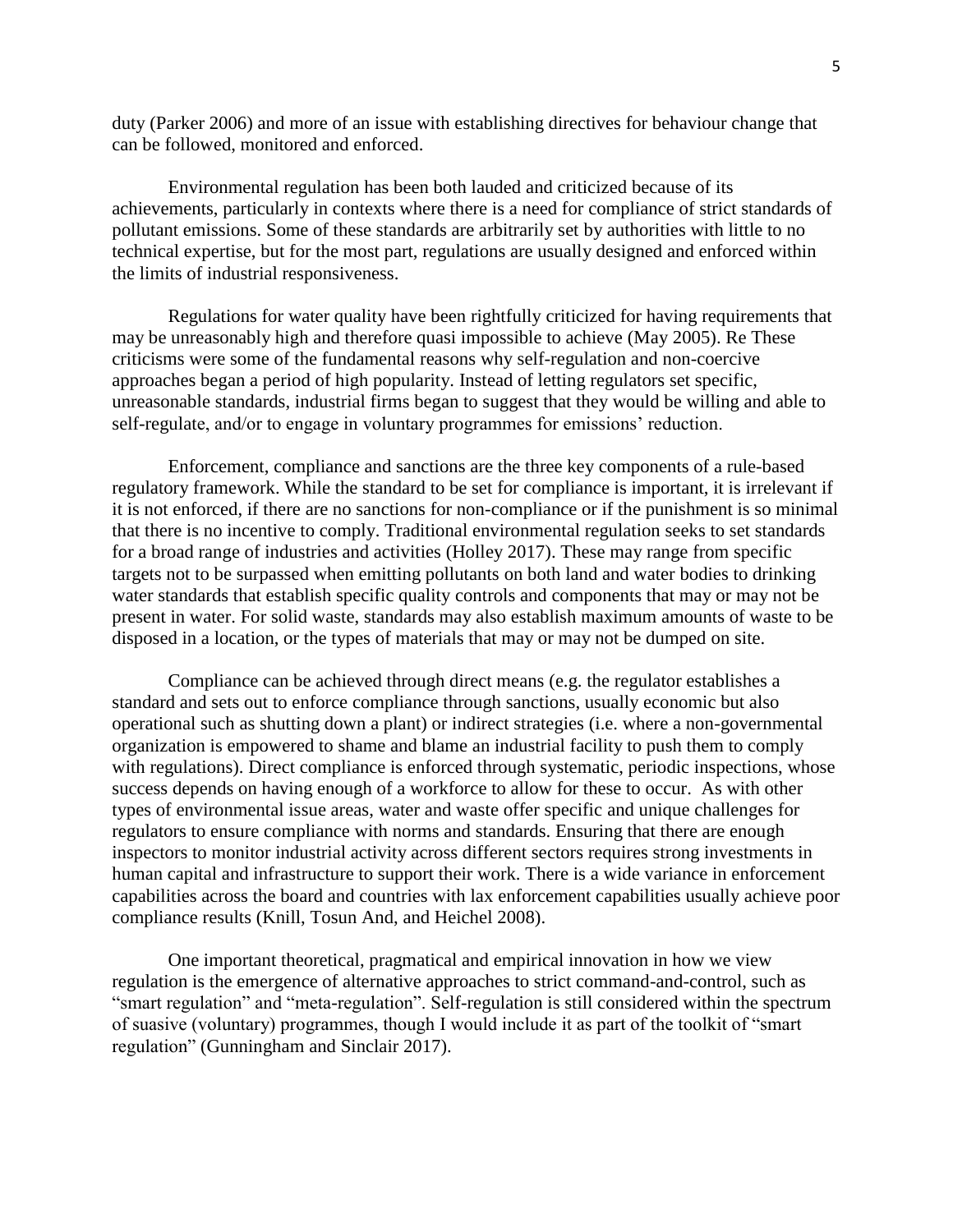duty (Parker 2006) and more of an issue with establishing directives for behaviour change that can be followed, monitored and enforced.

Environmental regulation has been both lauded and criticized because of its achievements, particularly in contexts where there is a need for compliance of strict standards of pollutant emissions. Some of these standards are arbitrarily set by authorities with little to no technical expertise, but for the most part, regulations are usually designed and enforced within the limits of industrial responsiveness.

Regulations for water quality have been rightfully criticized for having requirements that may be unreasonably high and therefore quasi impossible to achieve (May 2005). Re These criticisms were some of the fundamental reasons why self-regulation and non-coercive approaches began a period of high popularity. Instead of letting regulators set specific, unreasonable standards, industrial firms began to suggest that they would be willing and able to self-regulate, and/or to engage in voluntary programmes for emissions' reduction.

Enforcement, compliance and sanctions are the three key components of a rule-based regulatory framework. While the standard to be set for compliance is important, it is irrelevant if it is not enforced, if there are no sanctions for non-compliance or if the punishment is so minimal that there is no incentive to comply. Traditional environmental regulation seeks to set standards for a broad range of industries and activities (Holley 2017). These may range from specific targets not to be surpassed when emitting pollutants on both land and water bodies to drinking water standards that establish specific quality controls and components that may or may not be present in water. For solid waste, standards may also establish maximum amounts of waste to be disposed in a location, or the types of materials that may or may not be dumped on site.

Compliance can be achieved through direct means (e.g. the regulator establishes a standard and sets out to enforce compliance through sanctions, usually economic but also operational such as shutting down a plant) or indirect strategies (i.e. where a non-governmental organization is empowered to shame and blame an industrial facility to push them to comply with regulations). Direct compliance is enforced through systematic, periodic inspections, whose success depends on having enough of a workforce to allow for these to occur. As with other types of environmental issue areas, water and waste offer specific and unique challenges for regulators to ensure compliance with norms and standards. Ensuring that there are enough inspectors to monitor industrial activity across different sectors requires strong investments in human capital and infrastructure to support their work. There is a wide variance in enforcement capabilities across the board and countries with lax enforcement capabilities usually achieve poor compliance results (Knill, Tosun And, and Heichel 2008).

One important theoretical, pragmatical and empirical innovation in how we view regulation is the emergence of alternative approaches to strict command-and-control, such as "smart regulation" and "meta-regulation". Self-regulation is still considered within the spectrum of suasive (voluntary) programmes, though I would include it as part of the toolkit of "smart regulation" (Gunningham and Sinclair 2017).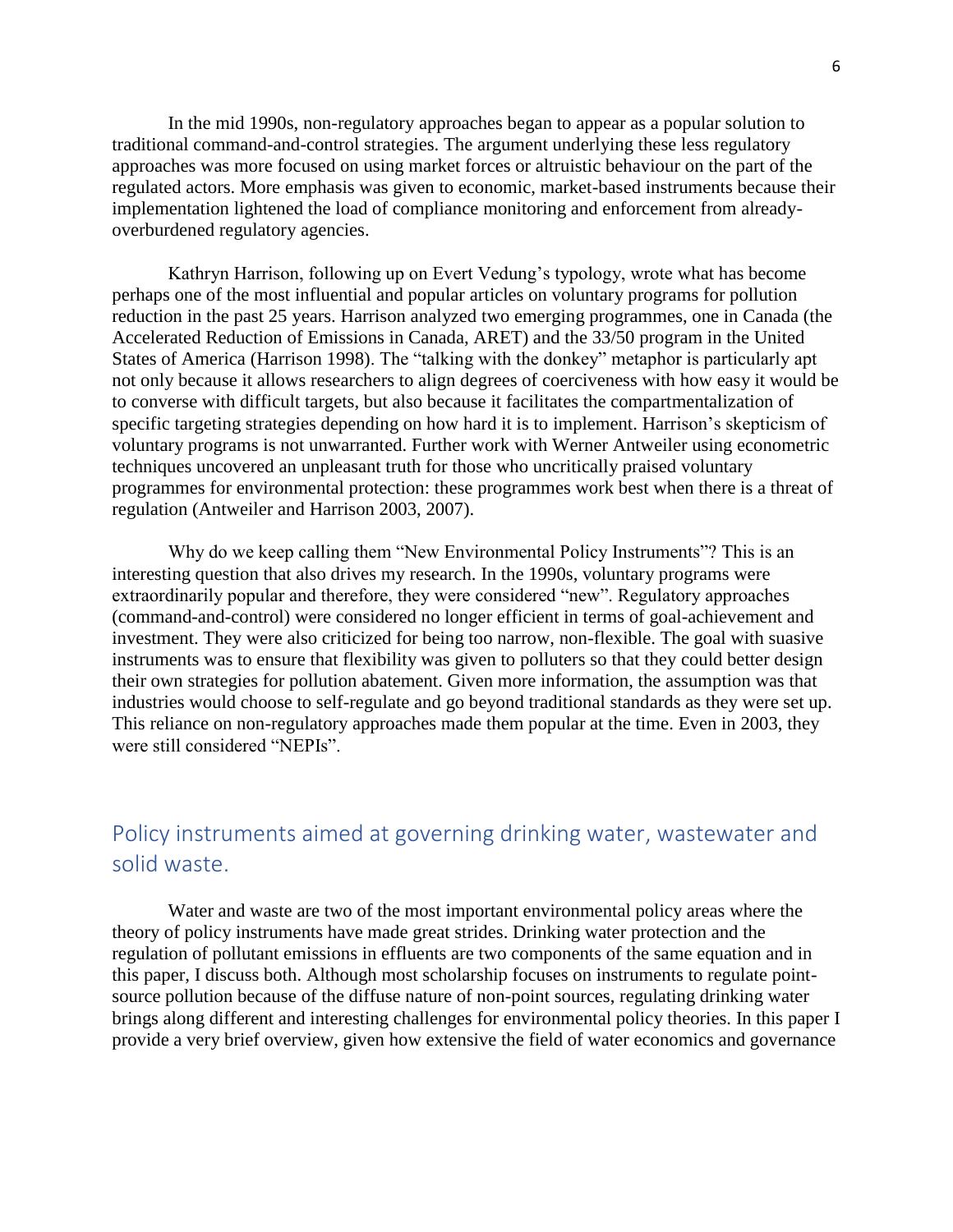In the mid 1990s, non-regulatory approaches began to appear as a popular solution to traditional command-and-control strategies. The argument underlying these less regulatory approaches was more focused on using market forces or altruistic behaviour on the part of the regulated actors. More emphasis was given to economic, market-based instruments because their implementation lightened the load of compliance monitoring and enforcement from already-overburdened regulatory agencies.

Kathryn Harrison, following up on Evert Vedung's typology, wrote what has become perhaps one of the most influential and popular articles on voluntary programs for pollution reduction in the past 25 years. Harrison analyzed two emerging programmes, one in Canada (the Accelerated Reduction of Emissions in Canada, ARET) and the 33/50 program in the United States of America (Harrison 1998). The "talking with the donkey" metaphor is particularly apt not only because it allows researchers to align degrees of coerciveness with how easy it would be to converse with difficult targets, but also because it facilitates the compartmentalization of specific targeting strategies depending on how hard it is to implement. Harrison's skepticism of voluntary programs is not unwarranted. Further work with Werner Antweiler using econometric techniques uncovered an unpleasant truth for those who uncritically praised voluntary programmes for environmental protection: these programmes work best when there is a threat of regulation (Antweiler and Harrison 2003, 2007).

Why do we keep calling them "New Environmental Policy Instruments"? This is an interesting question that also drives my research. In the 1990s, voluntary programs were extraordinarily popular and therefore, they were considered "new". Regulatory approaches (command-and-control) were considered no longer efficient in terms of goal-achievement and investment. They were also criticized for being too narrow, non-flexible. The goal with suasive instruments was to ensure that flexibility was given to polluters so that they could better design their own strategies for pollution abatement. Given more information, the assumption was that industries would choose to self-regulate and go beyond traditional standards as they were set up. This reliance on non-regulatory approaches made them popular at the time. Even in 2003, they were still considered "NEPIs".

## Policy instruments aimed at governing drinking water, wastewater and solid waste.

Water and waste are two of the most important environmental policy areas where the theory of policy instruments have made great strides. Drinking water protection and the regulation of pollutant emissions in effluents are two components of the same equation and in this paper, I discuss both. Although most scholarship focuses on instruments to regulate point-source pollution because of the diffuse nature of non-point sources, regulating drinking water brings along different and interesting challenges for environmental policy theories. In this paper I provide a very brief overview, given how extensive the field of water economics and governance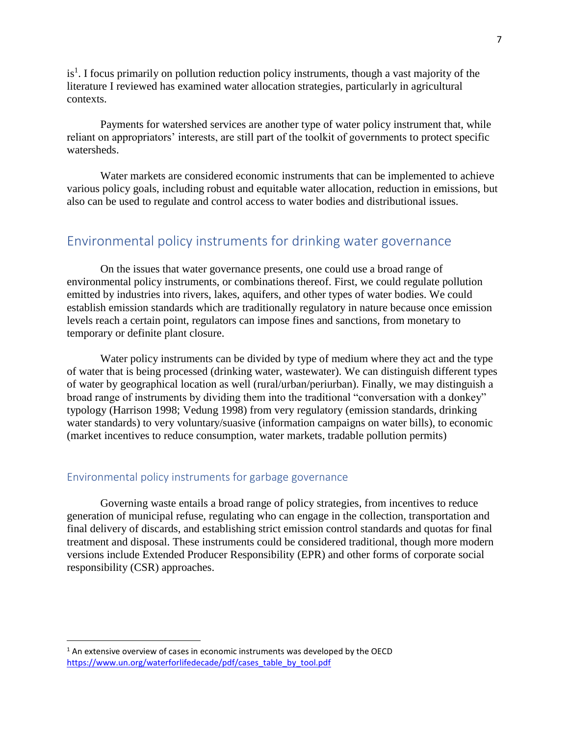is[1]. I focus primarily on pollution reduction policy instruments, though a vast majority of the literature I reviewed has examined water allocation strategies, particularly in agricultural contexts.

Payments for watershed services are another type of water policy instrument that, while reliant on appropriators' interests, are still part of the toolkit of governments to protect specific watersheds.

Water markets are considered economic instruments that can be implemented to achieve various policy goals, including robust and equitable water allocation, reduction in emissions, but also can be used to regulate and control access to water bodies and distributional issues.

## Environmental policy instruments for drinking water governance

On the issues that water governance presents, one could use a broad range of environmental policy instruments, or combinations thereof. First, we could regulate pollution emitted by industries into rivers, lakes, aquifers, and other types of water bodies. We could establish emission standards which are traditionally regulatory in nature because once emission levels reach a certain point, regulators can impose fines and sanctions, from monetary to temporary or definite plant closure.

Water policy instruments can be divided by type of medium where they act and the type of water that is being processed (drinking water, wastewater). We can distinguish different types of water by geographical location as well (rural/urban/periurban). Finally, we may distinguish a broad range of instruments by dividing them into the traditional "conversation with a donkey" typology (Harrison 1998; Vedung 1998) from very regulatory (emission standards, drinking water standards) to very voluntary/suasive (information campaigns on water bills), to economic (market incentives to reduce consumption, water markets, tradable pollution permits)

### Environmental policy instruments for garbage governance

Governing waste entails a broad range of policy strategies, from incentives to reduce generation of municipal refuse, regulating who can engage in the collection, transportation and final delivery of discards, and establishing strict emission control standards and quotas for final treatment and disposal. These instruments could be considered traditional, though more modern versions include Extended Producer Responsibility (EPR) and other forms of corporate social responsibility (CSR) approaches.

---

[1] An extensive overview of cases in economic instruments was developed by the OECD https://www.un.org/waterforlifedecade/pdf/cases_table_by_tool.pdf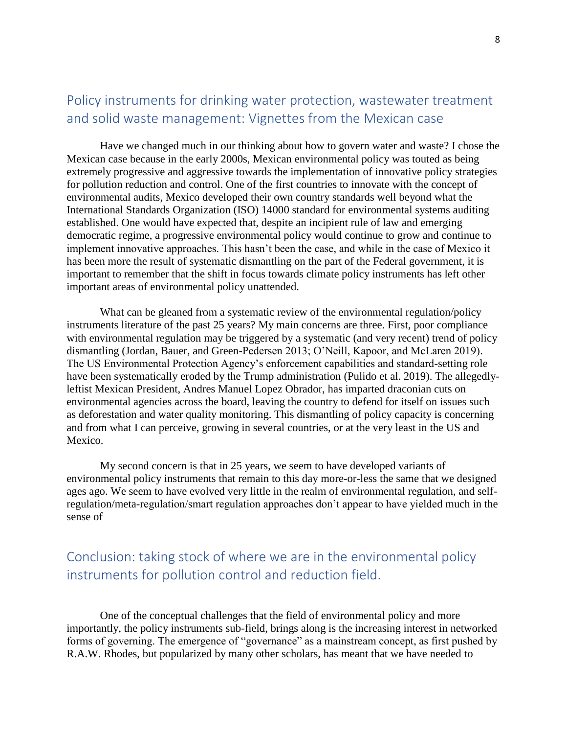## Policy instruments for drinking water protection, wastewater treatment and solid waste management: Vignettes from the Mexican case

Have we changed much in our thinking about how to govern water and waste? I chose the Mexican case because in the early 2000s, Mexican environmental policy was touted as being extremely progressive and aggressive towards the implementation of innovative policy strategies for pollution reduction and control. One of the first countries to innovate with the concept of environmental audits, Mexico developed their own country standards well beyond what the International Standards Organization (ISO) 14000 standard for environmental systems auditing established. One would have expected that, despite an incipient rule of law and emerging democratic regime, a progressive environmental policy would continue to grow and continue to implement innovative approaches. This hasn't been the case, and while in the case of Mexico it has been more the result of systematic dismantling on the part of the Federal government, it is important to remember that the shift in focus towards climate policy instruments has left other important areas of environmental policy unattended.

What can be gleaned from a systematic review of the environmental regulation/policy instruments literature of the past 25 years? My main concerns are three. First, poor compliance with environmental regulation may be triggered by a systematic (and very recent) trend of policy dismantling (Jordan, Bauer, and Green-Pedersen 2013; O'Neill, Kapoor, and McLaren 2019). The US Environmental Protection Agency's enforcement capabilities and standard-setting role have been systematically eroded by the Trump administration (Pulido et al. 2019). The allegedly-leftist Mexican President, Andres Manuel Lopez Obrador, has imparted draconian cuts on environmental agencies across the board, leaving the country to defend for itself on issues such as deforestation and water quality monitoring. This dismantling of policy capacity is concerning and from what I can perceive, growing in several countries, or at the very least in the US and Mexico.

My second concern is that in 25 years, we seem to have developed variants of environmental policy instruments that remain to this day more-or-less the same that we designed ages ago. We seem to have evolved very little in the realm of environmental regulation, and self-regulation/meta-regulation/smart regulation approaches don't appear to have yielded much in the sense of

## Conclusion: taking stock of where we are in the environmental policy instruments for pollution control and reduction field.

One of the conceptual challenges that the field of environmental policy and more importantly, the policy instruments sub-field, brings along is the increasing interest in networked forms of governing. The emergence of "governance" as a mainstream concept, as first pushed by R.A.W. Rhodes, but popularized by many other scholars, has meant that we have needed to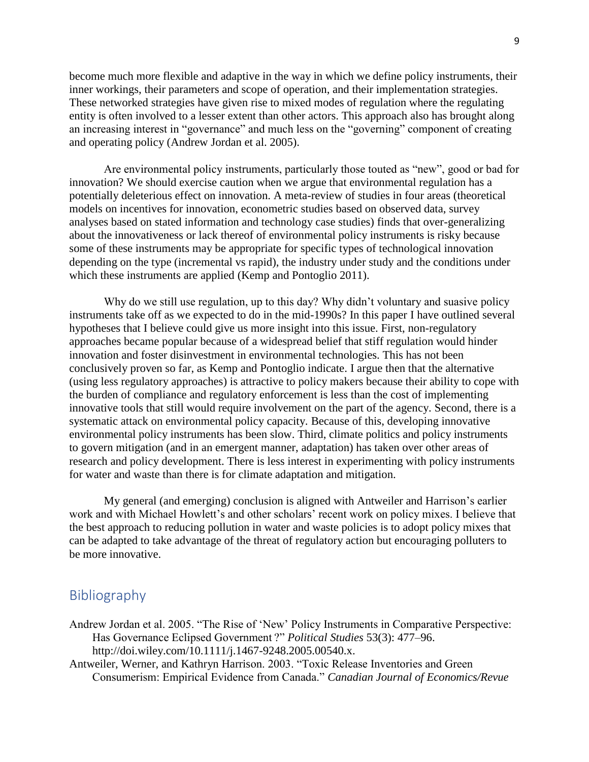become much more flexible and adaptive in the way in which we define policy instruments, their inner workings, their parameters and scope of operation, and their implementation strategies. These networked strategies have given rise to mixed modes of regulation where the regulating entity is often involved to a lesser extent than other actors. This approach also has brought along an increasing interest in "governance" and much less on the "governing" component of creating and operating policy (Andrew Jordan et al. 2005).

Are environmental policy instruments, particularly those touted as "new", good or bad for innovation? We should exercise caution when we argue that environmental regulation has a potentially deleterious effect on innovation. A meta-review of studies in four areas (theoretical models on incentives for innovation, econometric studies based on observed data, survey analyses based on stated information and technology case studies) finds that over-generalizing about the innovativeness or lack thereof of environmental policy instruments is risky because some of these instruments may be appropriate for specific types of technological innovation depending on the type (incremental vs rapid), the industry under study and the conditions under which these instruments are applied (Kemp and Pontoglio 2011).

Why do we still use regulation, up to this day? Why didn't voluntary and suasive policy instruments take off as we expected to do in the mid-1990s? In this paper I have outlined several hypotheses that I believe could give us more insight into this issue. First, non-regulatory approaches became popular because of a widespread belief that stiff regulation would hinder innovation and foster disinvestment in environmental technologies. This has not been conclusively proven so far, as Kemp and Pontoglio indicate. I argue then that the alternative (using less regulatory approaches) is attractive to policy makers because their ability to cope with the burden of compliance and regulatory enforcement is less than the cost of implementing innovative tools that still would require involvement on the part of the agency. Second, there is a systematic attack on environmental policy capacity. Because of this, developing innovative environmental policy instruments has been slow. Third, climate politics and policy instruments to govern mitigation (and in an emergent manner, adaptation) has taken over other areas of research and policy development. There is less interest in experimenting with policy instruments for water and waste than there is for climate adaptation and mitigation.

My general (and emerging) conclusion is aligned with Antweiler and Harrison's earlier work and with Michael Howlett's and other scholars' recent work on policy mixes. I believe that the best approach to reducing pollution in water and waste policies is to adopt policy mixes that can be adapted to take advantage of the threat of regulatory action but encouraging polluters to be more innovative.

## Bibliography

Andrew Jordan et al. 2005. "The Rise of 'New' Policy Instruments in Comparative Perspective: Has Governance Eclipsed Government?" *Political Studies* 53(3): 477–96. http://doi.wiley.com/10.1111/j.1467-9248.2005.00540.x.

Antweiler, Werner, and Kathryn Harrison. 2003. "Toxic Release Inventories and Green Consumerism: Empirical Evidence from Canada." *Canadian Journal of Economics/Revue*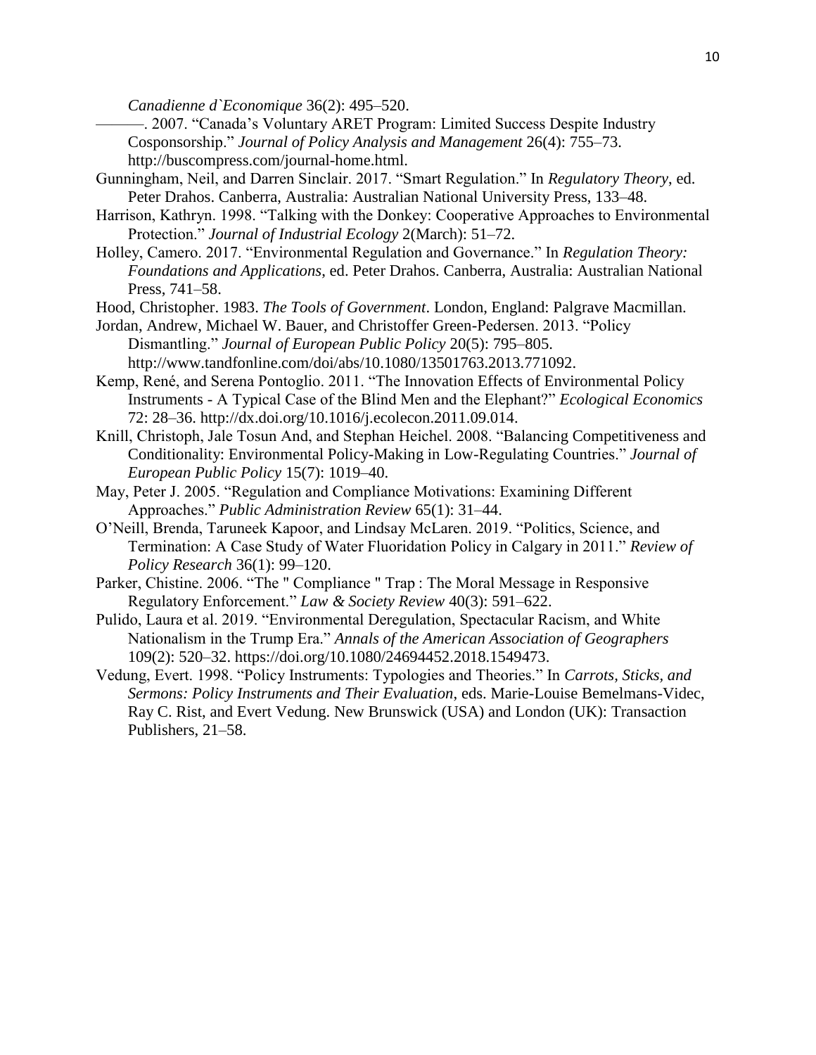*Canadienne d`Economique* 36(2): 495–520.

———. 2007. “Canada’s Voluntary ARET Program: Limited Success Despite Industry Cosponsorship.” *Journal of Policy Analysis and Management* 26(4): 755–73. http://buscompress.com/journal-home.html.

Gunningham, Neil, and Darren Sinclair. 2017. “Smart Regulation.” In *Regulatory Theory*, ed. Peter Drahos. Canberra, Australia: Australian National University Press, 133–48.

Harrison, Kathryn. 1998. “Talking with the Donkey: Cooperative Approaches to Environmental Protection.” *Journal of Industrial Ecology* 2(March): 51–72.

Holley, Camero. 2017. “Environmental Regulation and Governance.” In *Regulation Theory: Foundations and Applications*, ed. Peter Drahos. Canberra, Australia: Australian National Press, 741–58.

Hood, Christopher. 1983. *The Tools of Government*. London, England: Palgrave Macmillan.

Jordan, Andrew, Michael W. Bauer, and Christoffer Green-Pedersen. 2013. “Policy Dismantling.” *Journal of European Public Policy* 20(5): 795–805. http://www.tandfonline.com/doi/abs/10.1080/13501763.2013.771092.

Kemp, René, and Serena Pontoglio. 2011. “The Innovation Effects of Environmental Policy Instruments - A Typical Case of the Blind Men and the Elephant?” *Ecological Economics* 72: 28–36. http://dx.doi.org/10.1016/j.ecolecon.2011.09.014.

Knill, Christoph, Jale Tosun And, and Stephan Heichel. 2008. “Balancing Competitiveness and Conditionality: Environmental Policy-Making in Low-Regulating Countries.” *Journal of European Public Policy* 15(7): 1019–40.

May, Peter J. 2005. “Regulation and Compliance Motivations: Examining Different Approaches.” *Public Administration Review* 65(1): 31–44.

O’Neill, Brenda, Taruneek Kapoor, and Lindsay McLaren. 2019. “Politics, Science, and Termination: A Case Study of Water Fluoridation Policy in Calgary in 2011.” *Review of Policy Research* 36(1): 99–120.

Parker, Chistine. 2006. “The " Compliance " Trap : The Moral Message in Responsive Regulatory Enforcement.” *Law & Society Review* 40(3): 591–622.

Pulido, Laura et al. 2019. “Environmental Deregulation, Spectacular Racism, and White Nationalism in the Trump Era.” *Annals of the American Association of Geographers* 109(2): 520–32. https://doi.org/10.1080/24694452.2018.1549473.

Vedung, Evert. 1998. “Policy Instruments: Typologies and Theories.” In *Carrots, Sticks, and Sermons: Policy Instruments and Their Evaluation*, eds. Marie-Louise Bemelmans-Videc, Ray C. Rist, and Evert Vedung. New Brunswick (USA) and London (UK): Transaction Publishers, 21–58.